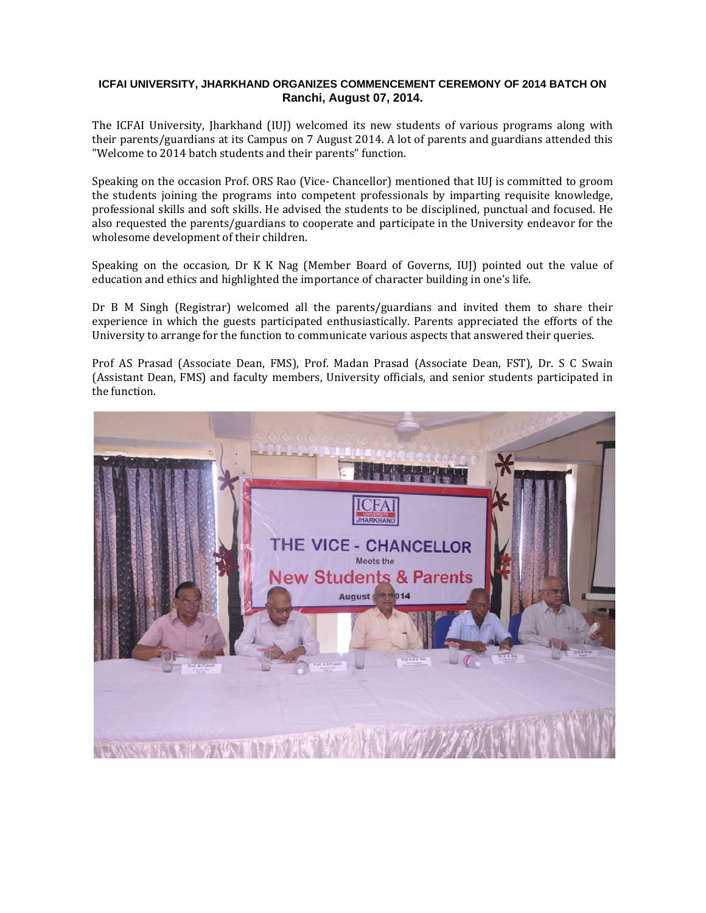**ICFAI UNIVERSITY, JHARKHAND ORGANIZES COMMENCEMENT CEREMONY OF 2014 BATCH ON**
**Ranchi, August 07, 2014.**

The ICFAI University, Jharkhand (IUJ) welcomed its new students of various programs along with their parents/guardians at its Campus on 7 August 2014. A lot of parents and guardians attended this "Welcome to 2014 batch students and their parents" function.

Speaking on the occasion Prof. ORS Rao (Vice- Chancellor) mentioned that IUJ is committed to groom the students joining the programs into competent professionals by imparting requisite knowledge, professional skills and soft skills. He advised the students to be disciplined, punctual and focused. He also requested the parents/guardians to cooperate and participate in the University endeavor for the wholesome development of their children.

Speaking on the occasion, Dr K K Nag (Member Board of Governs, IUJ) pointed out the value of education and ethics and highlighted the importance of character building in one's life.

Dr B M Singh (Registrar) welcomed all the parents/guardians and invited them to share their experience in which the guests participated enthusiastically. Parents appreciated the efforts of the University to arrange for the function to communicate various aspects that answered their queries.

Prof AS Prasad (Associate Dean, FMS), Prof. Madan Prasad (Associate Dean, FST), Dr. S C Swain (Assistant Dean, FMS) and faculty members, University officials, and senior students participated in the function.